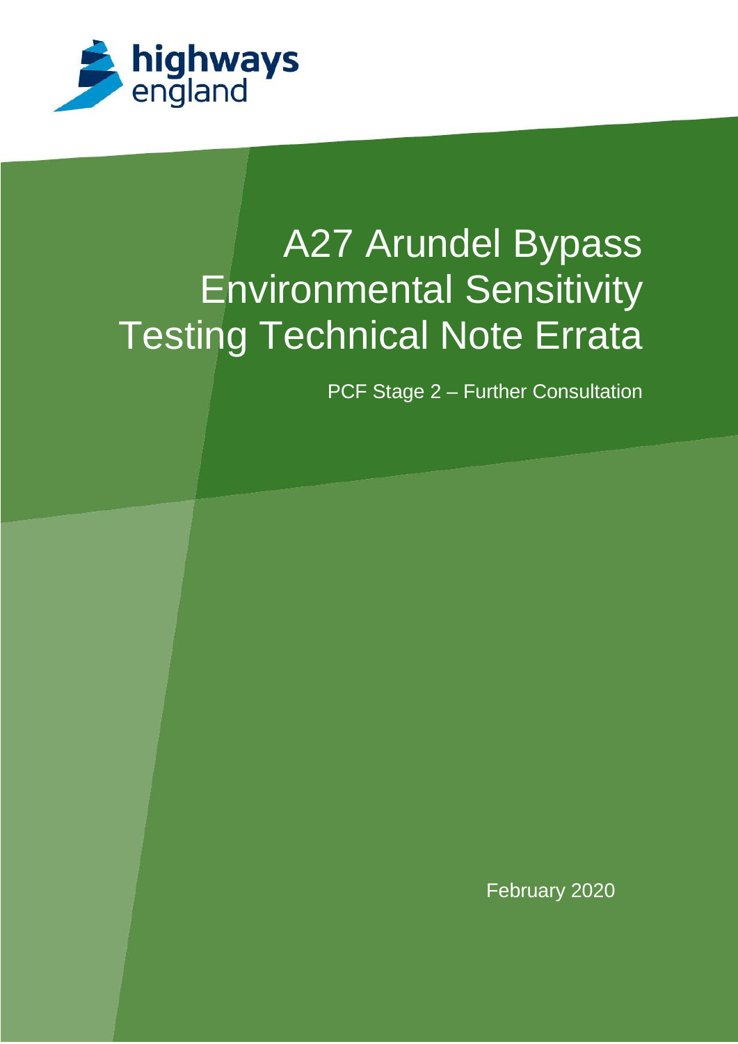highways england

# A27 Arundel Bypass Environmental Sensitivity Testing Technical Note Errata

PCF Stage 2 – Further Consultation

February 2020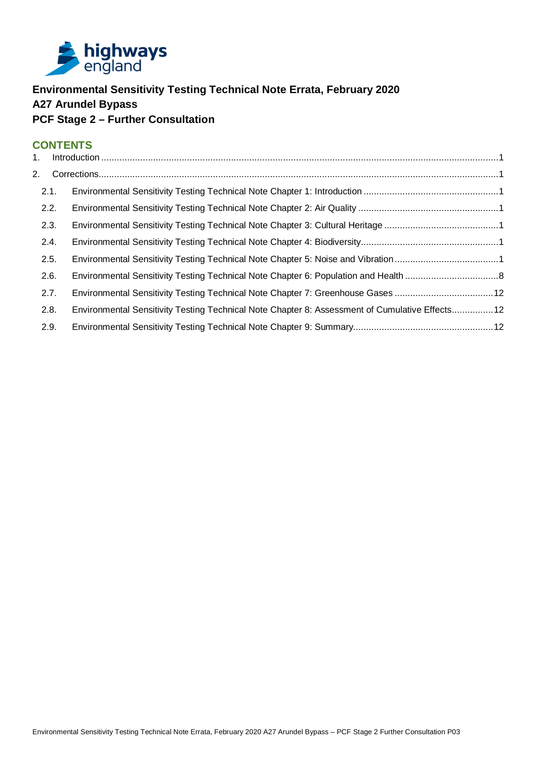**Environmental Sensitivity Testing Technical Note Errata, February 2020**
**A27 Arundel Bypass**
**PCF Stage 2 – Further Consultation**

## CONTENTS

1. Introduction ........................................................................................................................................1
2. Corrections..........................................................................................................................................1
   - 2.1. Environmental Sensitivity Testing Technical Note Chapter 1: Introduction ....................................................1
   - 2.2. Environmental Sensitivity Testing Technical Note Chapter 2: Air Quality ......................................................1
   - 2.3. Environmental Sensitivity Testing Technical Note Chapter 3: Cultural Heritage ............................................1
   - 2.4. Environmental Sensitivity Testing Technical Note Chapter 4: Biodiversity.....................................................1
   - 2.5. Environmental Sensitivity Testing Technical Note Chapter 5: Noise and Vibration ........................................1
   - 2.6. Environmental Sensitivity Testing Technical Note Chapter 6: Population and Health ....................................8
   - 2.7. Environmental Sensitivity Testing Technical Note Chapter 7: Greenhouse Gases ......................................12
   - 2.8. Environmental Sensitivity Testing Technical Note Chapter 8: Assessment of Cumulative Effects................12
   - 2.9. Environmental Sensitivity Testing Technical Note Chapter 9: Summary......................................................12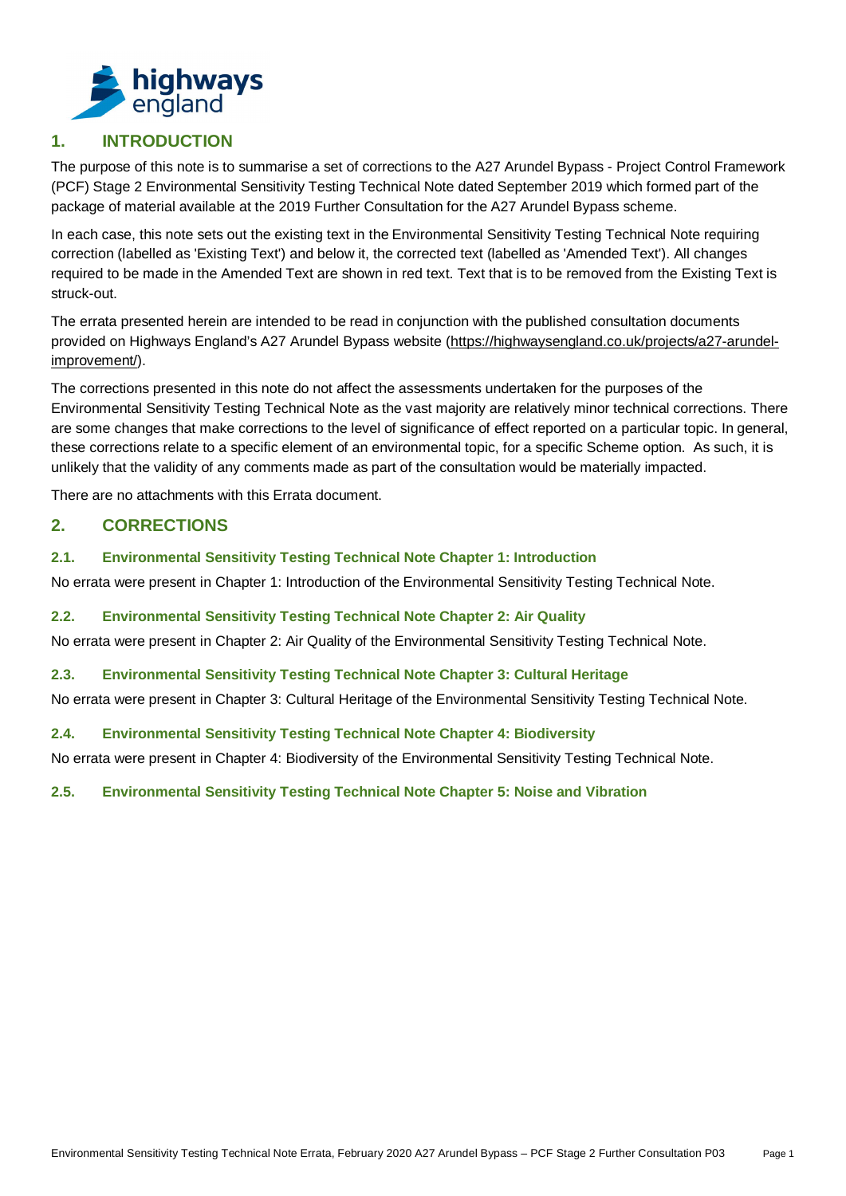## 1. INTRODUCTION

The purpose of this note is to summarise a set of corrections to the A27 Arundel Bypass - Project Control Framework (PCF) Stage 2 Environmental Sensitivity Testing Technical Note dated September 2019 which formed part of the package of material available at the 2019 Further Consultation for the A27 Arundel Bypass scheme.

In each case, this note sets out the existing text in the Environmental Sensitivity Testing Technical Note requiring correction (labelled as 'Existing Text') and below it, the corrected text (labelled as 'Amended Text'). All changes required to be made in the Amended Text are shown in red text. Text that is to be removed from the Existing Text is struck-out.

The errata presented herein are intended to be read in conjunction with the published consultation documents provided on Highways England's A27 Arundel Bypass website (https://highwaysengland.co.uk/projects/a27-arundel-improvement/).

The corrections presented in this note do not affect the assessments undertaken for the purposes of the Environmental Sensitivity Testing Technical Note as the vast majority are relatively minor technical corrections. There are some changes that make corrections to the level of significance of effect reported on a particular topic. In general, these corrections relate to a specific element of an environmental topic, for a specific Scheme option. As such, it is unlikely that the validity of any comments made as part of the consultation would be materially impacted.

There are no attachments with this Errata document.

## 2. CORRECTIONS

### 2.1. Environmental Sensitivity Testing Technical Note Chapter 1: Introduction

No errata were present in Chapter 1: Introduction of the Environmental Sensitivity Testing Technical Note.

### 2.2. Environmental Sensitivity Testing Technical Note Chapter 2: Air Quality

No errata were present in Chapter 2: Air Quality of the Environmental Sensitivity Testing Technical Note.

### 2.3. Environmental Sensitivity Testing Technical Note Chapter 3: Cultural Heritage

No errata were present in Chapter 3: Cultural Heritage of the Environmental Sensitivity Testing Technical Note.

### 2.4. Environmental Sensitivity Testing Technical Note Chapter 4: Biodiversity

No errata were present in Chapter 4: Biodiversity of the Environmental Sensitivity Testing Technical Note.

### 2.5. Environmental Sensitivity Testing Technical Note Chapter 5: Noise and Vibration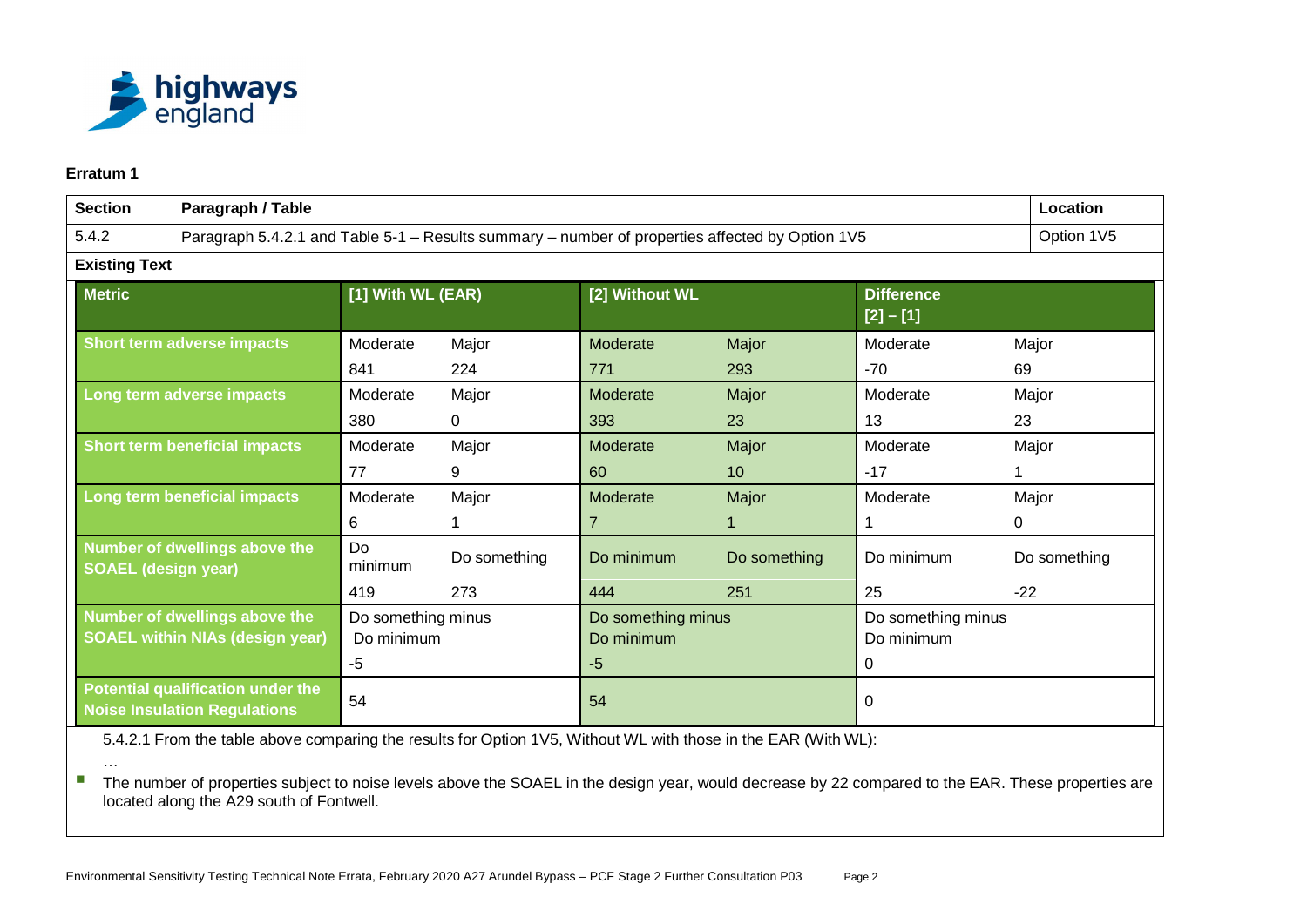**Erratum 1**

| Section | Paragraph / Table | Location |
|---|---|---|
| 5.4.2 | Paragraph 5.4.2.1 and Table 5-1 – Results summary – number of properties affected by Option 1V5 | Option 1V5 |

**Existing Text**

| Metric | [1] With WL (EAR) | | [2] Without WL | | Difference [2] – [1] | |
|---|---|---|---|---|---|---|
| Short term adverse impacts | Moderate | Major | Moderate | Major | Moderate | Major |
| | 841 | 224 | 771 | 293 | -70 | 69 |
| Long term adverse impacts | Moderate | Major | Moderate | Major | Moderate | Major |
| | 380 | 0 | 393 | 23 | 13 | 23 |
| Short term beneficial impacts | Moderate | Major | Moderate | Major | Moderate | Major |
| | 77 | 9 | 60 | 10 | -17 | 1 |
| Long term beneficial impacts | Moderate | Major | Moderate | Major | Moderate | Major |
| | 6 | 1 | 7 | 1 | 1 | 0 |
| Number of dwellings above the SOAEL (design year) | Do minimum | Do something | Do minimum | Do something | Do minimum | Do something |
| | 419 | 273 | 444 | 251 | 25 | -22 |
| Number of dwellings above the SOAEL within NIAs (design year) | Do something minus Do minimum | | Do something minus Do minimum | | Do something minus Do minimum | |
| | -5 | | -5 | | 0 | |
| Potential qualification under the Noise Insulation Regulations | 54 | | 54 | | 0 | |

5.4.2.1 From the table above comparing the results for Option 1V5, Without WL with those in the EAR (With WL):

…

- The number of properties subject to noise levels above the SOAEL in the design year, would decrease by 22 compared to the EAR. These properties are located along the A29 south of Fontwell.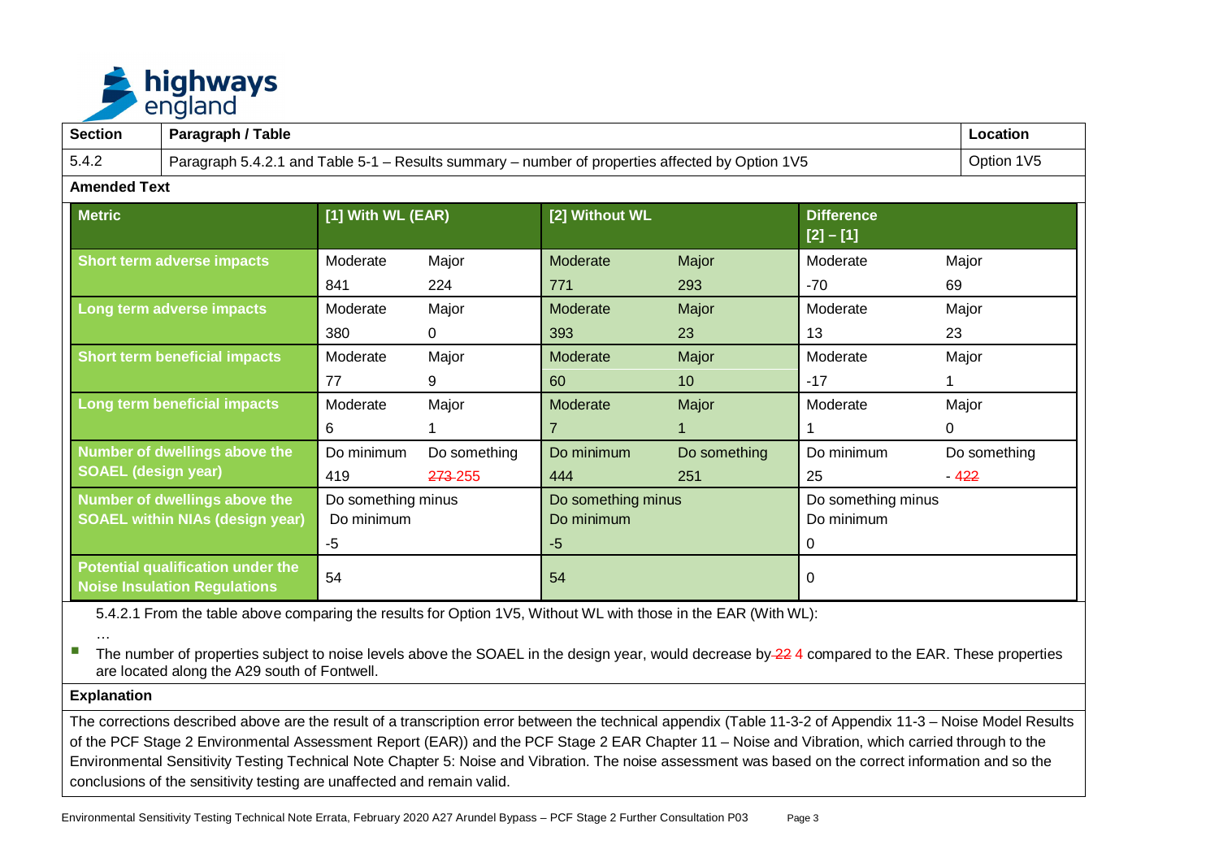| Section | Paragraph / Table | Location |
|---|---|---|
| 5.4.2 | Paragraph 5.4.2.1 and Table 5-1 – Results summary – number of properties affected by Option 1V5 | Option 1V5 |

**Amended Text**

| Metric | [1] With WL (EAR) | | [2] Without WL | | Difference [2] – [1] | |
|---|---|---|---|---|---|---|
| Short term adverse impacts | Moderate | Major | Moderate | Major | Moderate | Major |
| | 841 | 224 | 771 | 293 | -70 | 69 |
| Long term adverse impacts | Moderate | Major | Moderate | Major | Moderate | Major |
| | 380 | 0 | 393 | 23 | 13 | 23 |
| Short term beneficial impacts | Moderate | Major | Moderate | Major | Moderate | Major |
| | 77 | 9 | 60 | 10 | -17 | 1 |
| Long term beneficial impacts | Moderate | Major | Moderate | Major | Moderate | Major |
| | 6 | 1 | 7 | 1 | 1 | 0 |
| Number of dwellings above the SOAEL (design year) | Do minimum | Do something | Do minimum | Do something | Do minimum | Do something |
| | 419 | ~~273~~ 255 | 444 | 251 | 25 | - ~~22~~ 4 |
| Number of dwellings above the SOAEL within NIAs (design year) | Do something minus Do minimum | | Do something minus Do minimum | | Do something minus Do minimum | |
| | -5 | | -5 | | 0 | |
| Potential qualification under the Noise Insulation Regulations | 54 | | 54 | | 0 | |

5.4.2.1 From the table above comparing the results for Option 1V5, Without WL with those in the EAR (With WL):

…

- The number of properties subject to noise levels above the SOAEL in the design year, would decrease by ~~22~~ 4 compared to the EAR. These properties are located along the A29 south of Fontwell.

**Explanation**

The corrections described above are the result of a transcription error between the technical appendix (Table 11-3-2 of Appendix 11-3 – Noise Model Results of the PCF Stage 2 Environmental Assessment Report (EAR)) and the PCF Stage 2 EAR Chapter 11 – Noise and Vibration, which carried through to the Environmental Sensitivity Testing Technical Note Chapter 5: Noise and Vibration. The noise assessment was based on the correct information and so the conclusions of the sensitivity testing are unaffected and remain valid.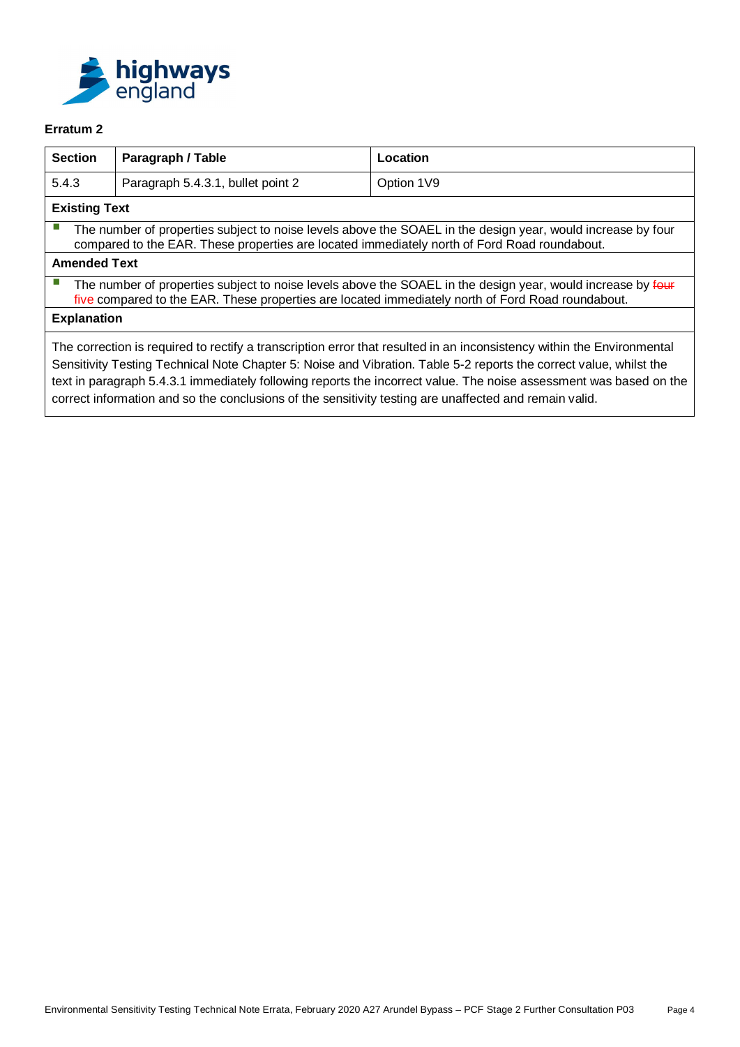**Erratum 2**

| Section | Paragraph / Table | Location |
| --- | --- | --- |
| 5.4.3 | Paragraph 5.4.3.1, bullet point 2 | Option 1V9 |

**Existing Text**

- The number of properties subject to noise levels above the SOAEL in the design year, would increase by four compared to the EAR. These properties are located immediately north of Ford Road roundabout.

**Amended Text**

- The number of properties subject to noise levels above the SOAEL in the design year, would increase by ~~four~~ five compared to the EAR. These properties are located immediately north of Ford Road roundabout.

**Explanation**

The correction is required to rectify a transcription error that resulted in an inconsistency within the Environmental Sensitivity Testing Technical Note Chapter 5: Noise and Vibration. Table 5-2 reports the correct value, whilst the text in paragraph 5.4.3.1 immediately following reports the incorrect value. The noise assessment was based on the correct information and so the conclusions of the sensitivity testing are unaffected and remain valid.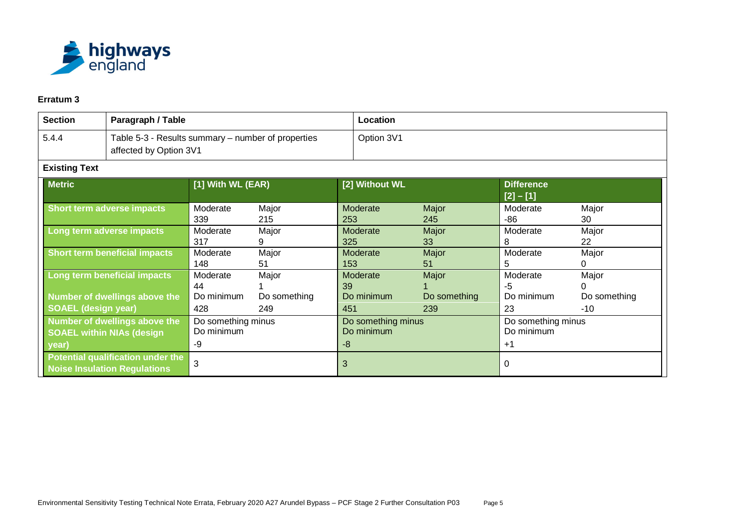**Erratum 3**

| Section | Paragraph / Table | Location |
|---|---|---|
| 5.4.4 | Table 5-3 - Results summary – number of properties affected by Option 3V1 | Option 3V1 |

**Existing Text**

| Metric | [1] With WL (EAR) | | [2] Without WL | | Difference [2] – [1] | |
|---|---|---|---|---|---|---|
| Short term adverse impacts | Moderate 339 | Major 215 | Moderate 253 | Major 245 | Moderate -86 | Major 30 |
| Long term adverse impacts | Moderate 317 | Major 9 | Moderate 325 | Major 33 | Moderate 8 | Major 22 |
| Short term beneficial impacts | Moderate 148 | Major 51 | Moderate 153 | Major 51 | Moderate 5 | Major 0 |
| Long term beneficial impacts | Moderate 44 | Major 1 | Moderate 39 | Major 1 | Moderate -5 | Major 0 |
| Number of dwellings above the SOAEL (design year) | Do minimum 428 | Do something 249 | Do minimum 451 | Do something 239 | Do minimum 23 | Do something -10 |
| Number of dwellings above the SOAEL within NIAs (design year) | Do something minus Do minimum -9 | | Do something minus Do minimum -8 | | Do something minus Do minimum +1 | |
| Potential qualification under the Noise Insulation Regulations | 3 | | 3 | | 0 | |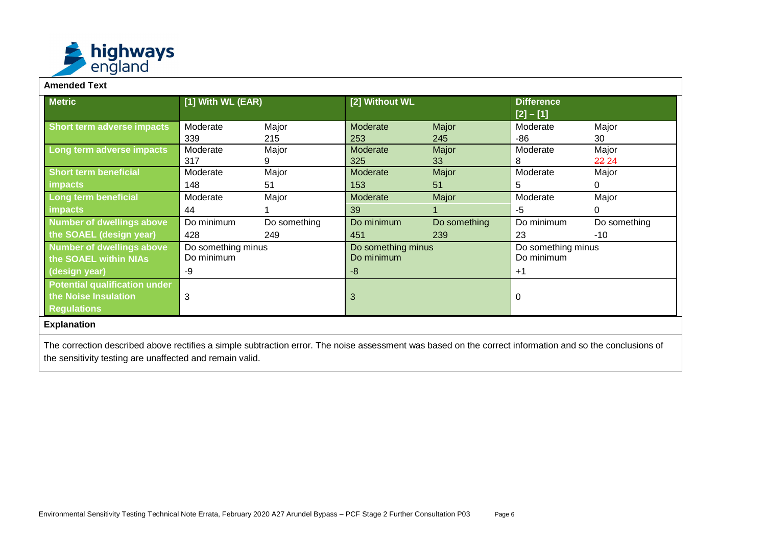**Amended Text**

| Metric | [1] With WL (EAR) | | [2] Without WL | | Difference [2] – [1] | |
|---|---|---|---|---|---|---|
| Short term adverse impacts | Moderate 339 | Major 215 | Moderate 253 | Major 245 | Moderate -86 | Major 30 |
| Long term adverse impacts | Moderate 317 | Major 9 | Moderate 325 | Major 33 | Moderate 8 | Major ~~22~~ 24 |
| Short term beneficial impacts | Moderate 148 | Major 51 | Moderate 153 | Major 51 | Moderate 5 | Major 0 |
| Long term beneficial impacts | Moderate 44 | Major 1 | Moderate 39 | Major 1 | Moderate -5 | Major 0 |
| Number of dwellings above the SOAEL (design year) | Do minimum 428 | Do something 249 | Do minimum 451 | Do something 239 | Do minimum 23 | Do something -10 |
| Number of dwellings above the SOAEL within NIAs (design year) | Do something minus Do minimum -9 | | Do something minus Do minimum -8 | | Do something minus Do minimum +1 | |
| Potential qualification under the Noise Insulation Regulations | 3 | | 3 | | 0 | |

**Explanation**

The correction described above rectifies a simple subtraction error. The noise assessment was based on the correct information and so the conclusions of the sensitivity testing are unaffected and remain valid.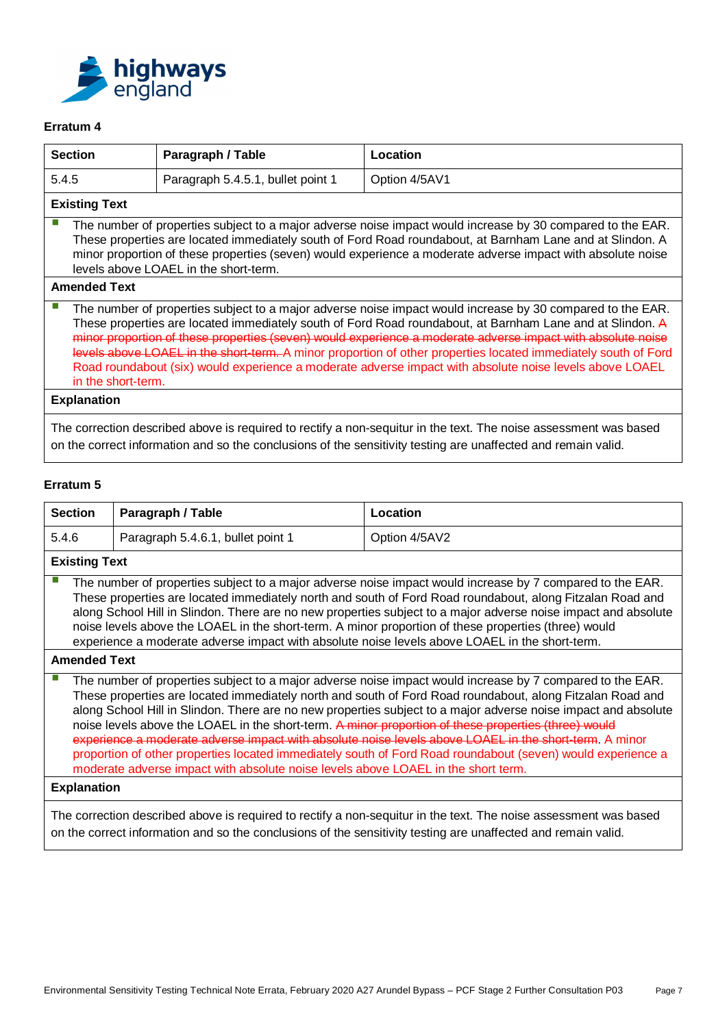### Erratum 4

| Section | Paragraph / Table | Location |
|---|---|---|
| 5.4.5 | Paragraph 5.4.5.1, bullet point 1 | Option 4/5AV1 |

**Existing Text**

- The number of properties subject to a major adverse noise impact would increase by 30 compared to the EAR. These properties are located immediately south of Ford Road roundabout, at Barnham Lane and at Slindon. A minor proportion of these properties (seven) would experience a moderate adverse impact with absolute noise levels above LOAEL in the short-term.

**Amended Text**

- The number of properties subject to a major adverse noise impact would increase by 30 compared to the EAR. These properties are located immediately south of Ford Road roundabout, at Barnham Lane and at Slindon. ~~A minor proportion of these properties (seven) would experience a moderate adverse impact with absolute noise levels above LOAEL in the short-term.~~ A minor proportion of other properties located immediately south of Ford Road roundabout (six) would experience a moderate adverse impact with absolute noise levels above LOAEL in the short-term.

**Explanation**

The correction described above is required to rectify a non-sequitur in the text. The noise assessment was based on the correct information and so the conclusions of the sensitivity testing are unaffected and remain valid.

### Erratum 5

| Section | Paragraph / Table | Location |
|---|---|---|
| 5.4.6 | Paragraph 5.4.6.1, bullet point 1 | Option 4/5AV2 |

**Existing Text**

- The number of properties subject to a major adverse noise impact would increase by 7 compared to the EAR. These properties are located immediately north and south of Ford Road roundabout, along Fitzalan Road and along School Hill in Slindon. There are no new properties subject to a major adverse noise impact and absolute noise levels above the LOAEL in the short-term. A minor proportion of these properties (three) would experience a moderate adverse impact with absolute noise levels above LOAEL in the short-term.

**Amended Text**

- The number of properties subject to a major adverse noise impact would increase by 7 compared to the EAR. These properties are located immediately north and south of Ford Road roundabout, along Fitzalan Road and along School Hill in Slindon. There are no new properties subject to a major adverse noise impact and absolute noise levels above the LOAEL in the short-term. ~~A minor proportion of these properties (three) would experience a moderate adverse impact with absolute noise levels above LOAEL in the short-term~~. A minor proportion of other properties located immediately south of Ford Road roundabout (seven) would experience a moderate adverse impact with absolute noise levels above LOAEL in the short term.

**Explanation**

The correction described above is required to rectify a non-sequitur in the text. The noise assessment was based on the correct information and so the conclusions of the sensitivity testing are unaffected and remain valid.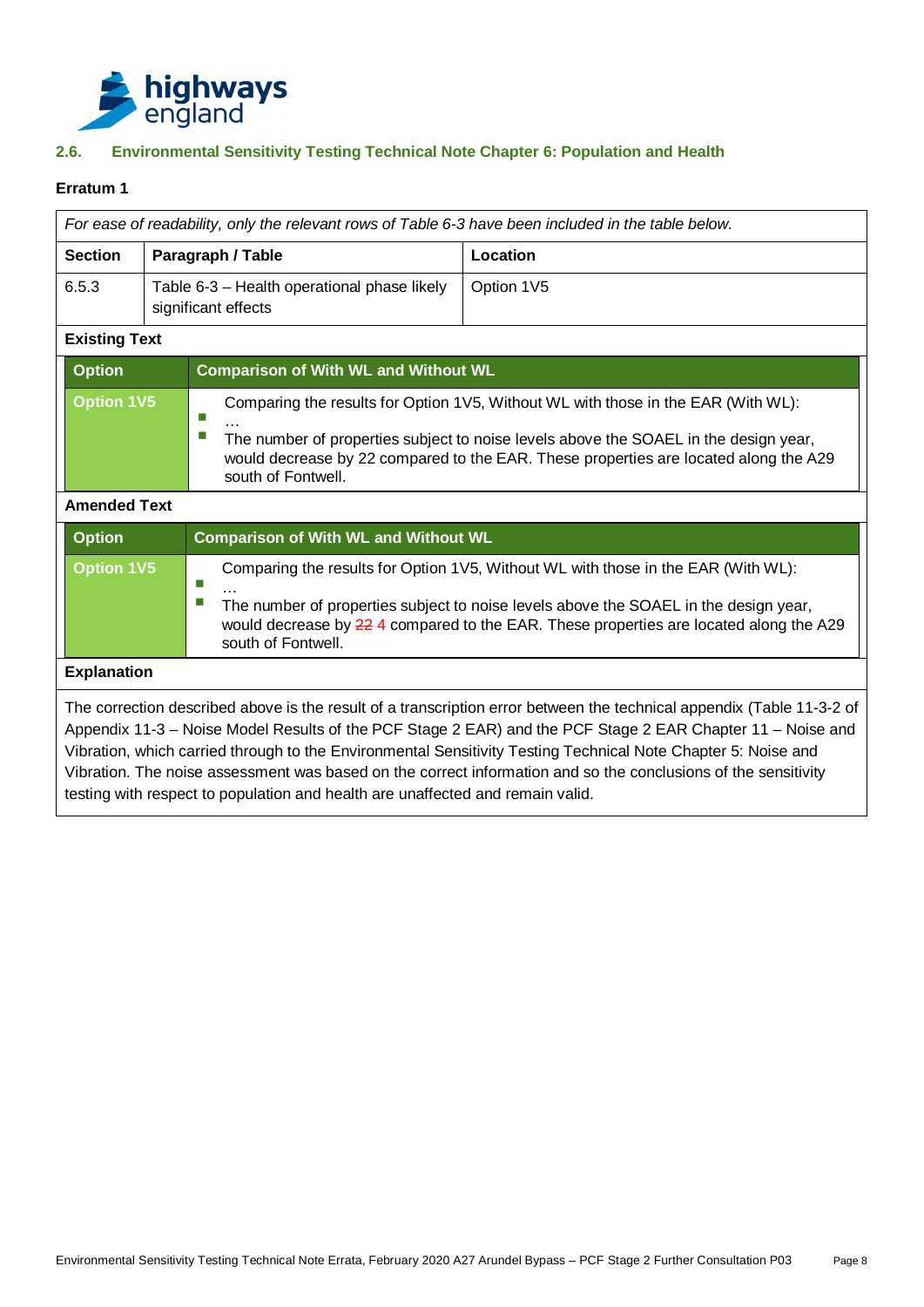## 2.6. Environmental Sensitivity Testing Technical Note Chapter 6: Population and Health

**Erratum 1**

*For ease of readability, only the relevant rows of Table 6-3 have been included in the table below.*

| Section | Paragraph / Table | Location |
|---|---|---|
| 6.5.3 | Table 6-3 – Health operational phase likely significant effects | Option 1V5 |

**Existing Text**

| Option | Comparison of With WL and Without WL |
|---|---|
| Option 1V5 | Comparing the results for Option 1V5, Without WL with those in the EAR (With WL): <br>▪ … <br>▪ The number of properties subject to noise levels above the SOAEL in the design year, would decrease by 22 compared to the EAR. These properties are located along the A29 south of Fontwell. |

**Amended Text**

| Option | Comparison of With WL and Without WL |
|---|---|
| Option 1V5 | Comparing the results for Option 1V5, Without WL with those in the EAR (With WL): <br>▪ … <br>▪ The number of properties subject to noise levels above the SOAEL in the design year, would decrease by ~~22~~ 4 compared to the EAR. These properties are located along the A29 south of Fontwell. |

**Explanation**

The correction described above is the result of a transcription error between the technical appendix (Table 11-3-2 of Appendix 11-3 – Noise Model Results of the PCF Stage 2 EAR) and the PCF Stage 2 EAR Chapter 11 – Noise and Vibration, which carried through to the Environmental Sensitivity Testing Technical Note Chapter 5: Noise and Vibration. The noise assessment was based on the correct information and so the conclusions of the sensitivity testing with respect to population and health are unaffected and remain valid.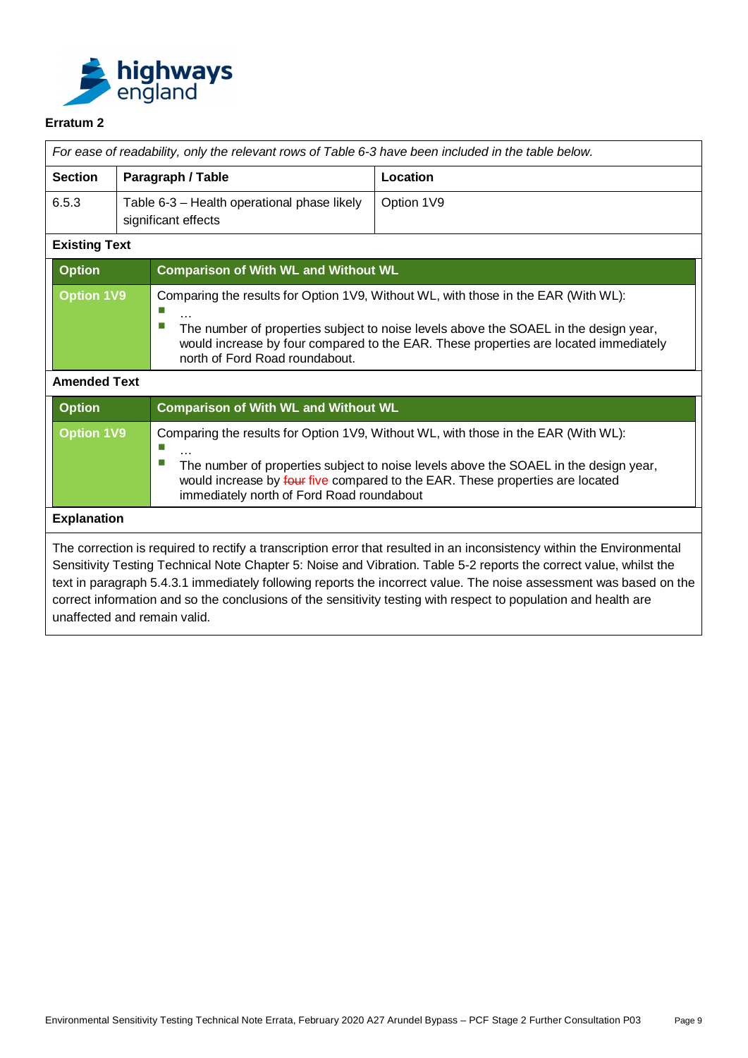**Erratum 2**

*For ease of readability, only the relevant rows of Table 6-3 have been included in the table below.*

| Section | Paragraph / Table | Location |
|---|---|---|
| 6.5.3 | Table 6-3 – Health operational phase likely significant effects | Option 1V9 |

**Existing Text**

| Option | Comparison of With WL and Without WL |
|---|---|
| Option 1V9 | Comparing the results for Option 1V9, Without WL, with those in the EAR (With WL): <br>▪ … <br>▪ The number of properties subject to noise levels above the SOAEL in the design year, would increase by four compared to the EAR. These properties are located immediately north of Ford Road roundabout. |

**Amended Text**

| Option | Comparison of With WL and Without WL |
|---|---|
| Option 1V9 | Comparing the results for Option 1V9, Without WL, with those in the EAR (With WL): <br>▪ … <br>▪ The number of properties subject to noise levels above the SOAEL in the design year, would increase by ~~four~~ five compared to the EAR. These properties are located immediately north of Ford Road roundabout |

**Explanation**

The correction is required to rectify a transcription error that resulted in an inconsistency within the Environmental Sensitivity Testing Technical Note Chapter 5: Noise and Vibration. Table 5-2 reports the correct value, whilst the text in paragraph 5.4.3.1 immediately following reports the incorrect value. The noise assessment was based on the correct information and so the conclusions of the sensitivity testing with respect to population and health are unaffected and remain valid.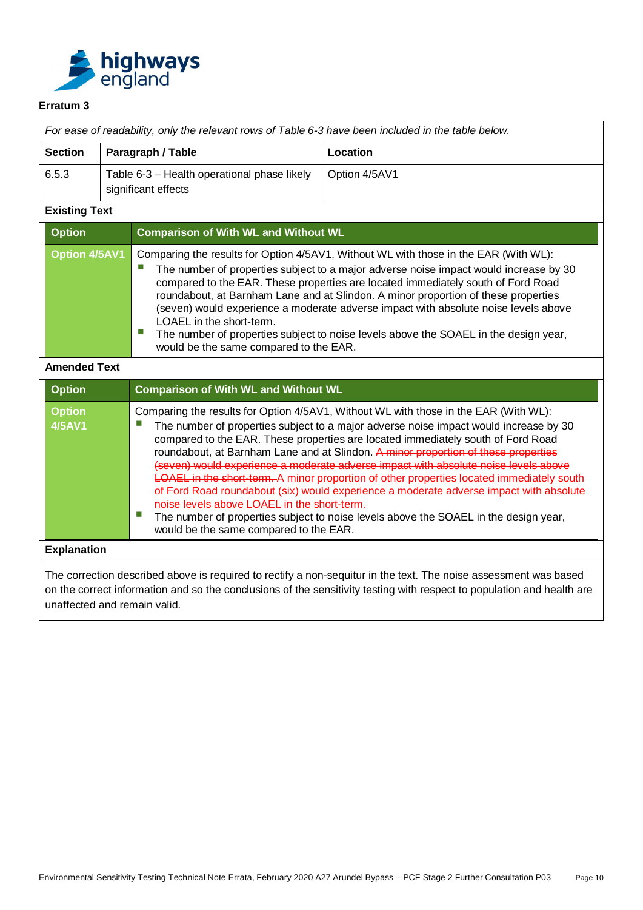## Erratum 3

*For ease of readability, only the relevant rows of Table 6-3 have been included in the table below.*

| Section | Paragraph / Table | Location |
|---|---|---|
| 6.5.3 | Table 6-3 – Health operational phase likely significant effects | Option 4/5AV1 |

**Existing Text**

| Option | Comparison of With WL and Without WL |
|---|---|
| Option 4/5AV1 | Comparing the results for Option 4/5AV1, Without WL with those in the EAR (With WL): <br>- The number of properties subject to a major adverse noise impact would increase by 30 compared to the EAR. These properties are located immediately south of Ford Road roundabout, at Barnham Lane and at Slindon. A minor proportion of these properties (seven) would experience a moderate adverse impact with absolute noise levels above LOAEL in the short-term. <br>- The number of properties subject to noise levels above the SOAEL in the design year, would be the same compared to the EAR. |

**Amended Text**

| Option | Comparison of With WL and Without WL |
|---|---|
| Option 4/5AV1 | Comparing the results for Option 4/5AV1, Without WL with those in the EAR (With WL): <br>- The number of properties subject to a major adverse noise impact would increase by 30 compared to the EAR. These properties are located immediately south of Ford Road roundabout, at Barnham Lane and at Slindon. ~~A minor proportion of these properties (seven) would experience a moderate adverse impact with absolute noise levels above LOAEL in the short-term.~~ A minor proportion of other properties located immediately south of Ford Road roundabout (six) would experience a moderate adverse impact with absolute noise levels above LOAEL in the short-term. <br>- The number of properties subject to noise levels above the SOAEL in the design year, would be the same compared to the EAR. |

**Explanation**

The correction described above is required to rectify a non-sequitur in the text. The noise assessment was based on the correct information and so the conclusions of the sensitivity testing with respect to population and health are unaffected and remain valid.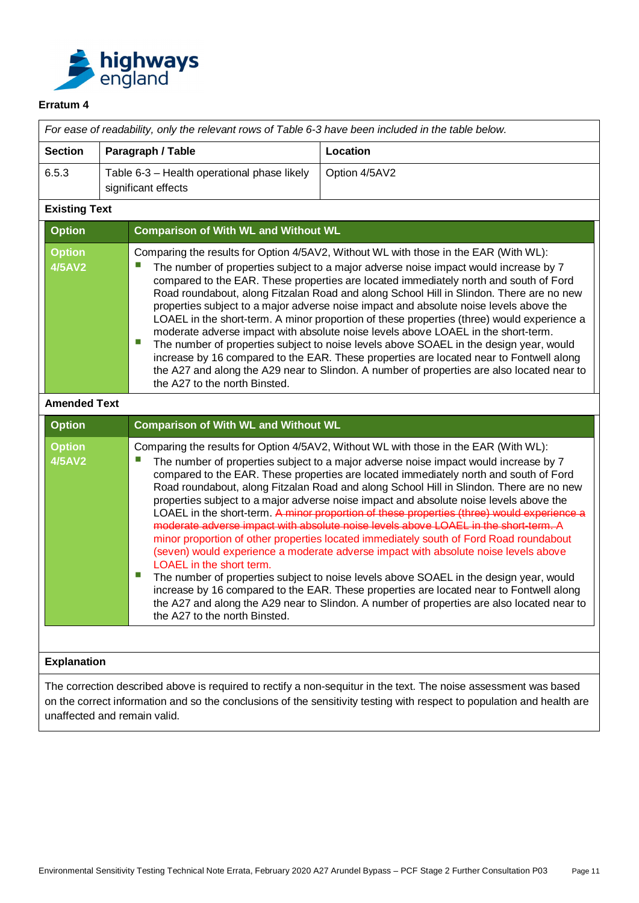**Erratum 4**

*For ease of readability, only the relevant rows of Table 6-3 have been included in the table below.*

| Section | Paragraph / Table | Location |
|---|---|---|
| 6.5.3 | Table 6-3 – Health operational phase likely significant effects | Option 4/5AV2 |

**Existing Text**

| Option | Comparison of With WL and Without WL |
|---|---|
| Option 4/5AV2 | Comparing the results for Option 4/5AV2, Without WL with those in the EAR (With WL):<br>- The number of properties subject to a major adverse noise impact would increase by 7 compared to the EAR. These properties are located immediately north and south of Ford Road roundabout, along Fitzalan Road and along School Hill in Slindon. There are no new properties subject to a major adverse noise impact and absolute noise levels above the LOAEL in the short-term. A minor proportion of these properties (three) would experience a moderate adverse impact with absolute noise levels above LOAEL in the short-term.<br>- The number of properties subject to noise levels above SOAEL in the design year, would increase by 16 compared to the EAR. These properties are located near to Fontwell along the A27 and along the A29 near to Slindon. A number of properties are also located near to the A27 to the north Binsted. |

**Amended Text**

| Option | Comparison of With WL and Without WL |
|---|---|
| Option 4/5AV2 | Comparing the results for Option 4/5AV2, Without WL with those in the EAR (With WL):<br>- The number of properties subject to a major adverse noise impact would increase by 7 compared to the EAR. These properties are located immediately north and south of Ford Road roundabout, along Fitzalan Road and along School Hill in Slindon. There are no new properties subject to a major adverse noise impact and absolute noise levels above the LOAEL in the short-term. ~~A minor proportion of these properties (three) would experience a moderate adverse impact with absolute noise levels above LOAEL in the short-term.~~ A minor proportion of other properties located immediately south of Ford Road roundabout (seven) would experience a moderate adverse impact with absolute noise levels above LOAEL in the short term.<br>- The number of properties subject to noise levels above SOAEL in the design year, would increase by 16 compared to the EAR. These properties are located near to Fontwell along the A27 and along the A29 near to Slindon. A number of properties are also located near to the A27 to the north Binsted. |

**Explanation**

The correction described above is required to rectify a non-sequitur in the text. The noise assessment was based on the correct information and so the conclusions of the sensitivity testing with respect to population and health are unaffected and remain valid.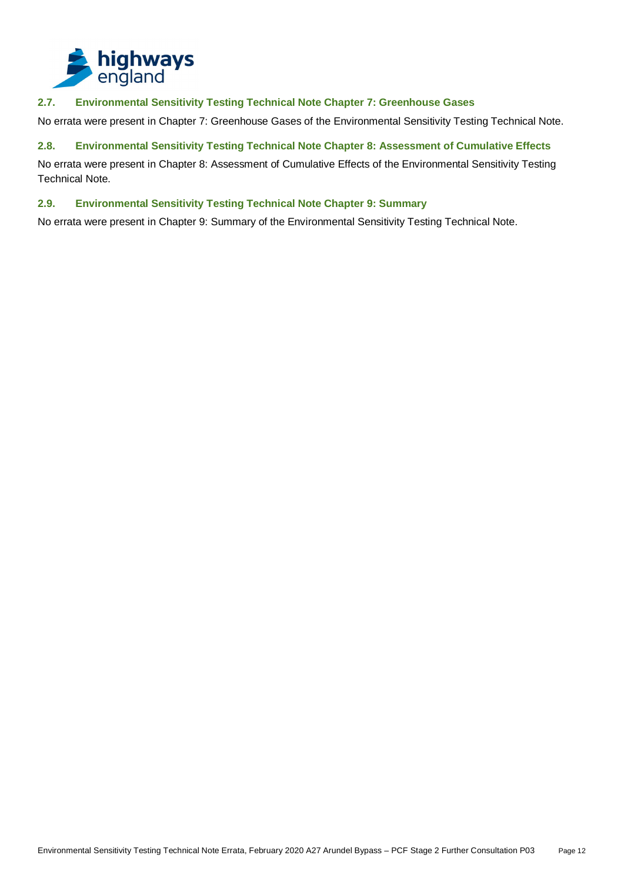### 2.7. Environmental Sensitivity Testing Technical Note Chapter 7: Greenhouse Gases

No errata were present in Chapter 7: Greenhouse Gases of the Environmental Sensitivity Testing Technical Note.

### 2.8. Environmental Sensitivity Testing Technical Note Chapter 8: Assessment of Cumulative Effects

No errata were present in Chapter 8: Assessment of Cumulative Effects of the Environmental Sensitivity Testing Technical Note.

### 2.9. Environmental Sensitivity Testing Technical Note Chapter 9: Summary

No errata were present in Chapter 9: Summary of the Environmental Sensitivity Testing Technical Note.